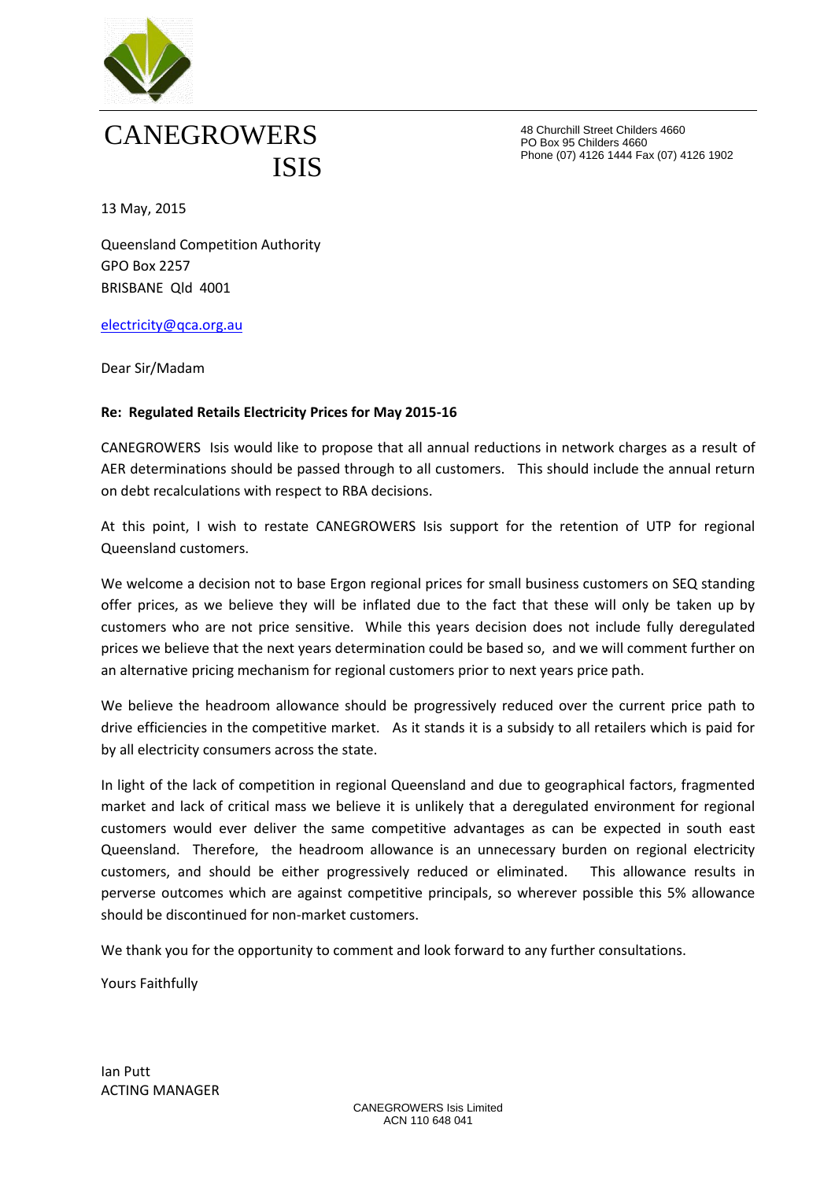# CANEGROWERS ISIS

48 Churchill Street Childers 4660
PO Box 95 Childers 4660
Phone (07) 4126 1444 Fax (07) 4126 1902

13 May, 2015

Queensland Competition Authority
GPO Box 2257
BRISBANE Qld 4001

electricity@qca.org.au

Dear Sir/Madam

**Re: Regulated Retails Electricity Prices for May 2015-16**

CANEGROWERS Isis would like to propose that all annual reductions in network charges as a result of AER determinations should be passed through to all customers. This should include the annual return on debt recalculations with respect to RBA decisions.

At this point, I wish to restate CANEGROWERS Isis support for the retention of UTP for regional Queensland customers.

We welcome a decision not to base Ergon regional prices for small business customers on SEQ standing offer prices, as we believe they will be inflated due to the fact that these will only be taken up by customers who are not price sensitive. While this years decision does not include fully deregulated prices we believe that the next years determination could be based so, and we will comment further on an alternative pricing mechanism for regional customers prior to next years price path.

We believe the headroom allowance should be progressively reduced over the current price path to drive efficiencies in the competitive market. As it stands it is a subsidy to all retailers which is paid for by all electricity consumers across the state.

In light of the lack of competition in regional Queensland and due to geographical factors, fragmented market and lack of critical mass we believe it is unlikely that a deregulated environment for regional customers would ever deliver the same competitive advantages as can be expected in south east Queensland. Therefore, the headroom allowance is an unnecessary burden on regional electricity customers, and should be either progressively reduced or eliminated. This allowance results in perverse outcomes which are against competitive principals, so wherever possible this 5% allowance should be discontinued for non-market customers.

We thank you for the opportunity to comment and look forward to any further consultations.

Yours Faithfully

Ian Putt
ACTING MANAGER

CANEGROWERS Isis Limited
ACN 110 648 041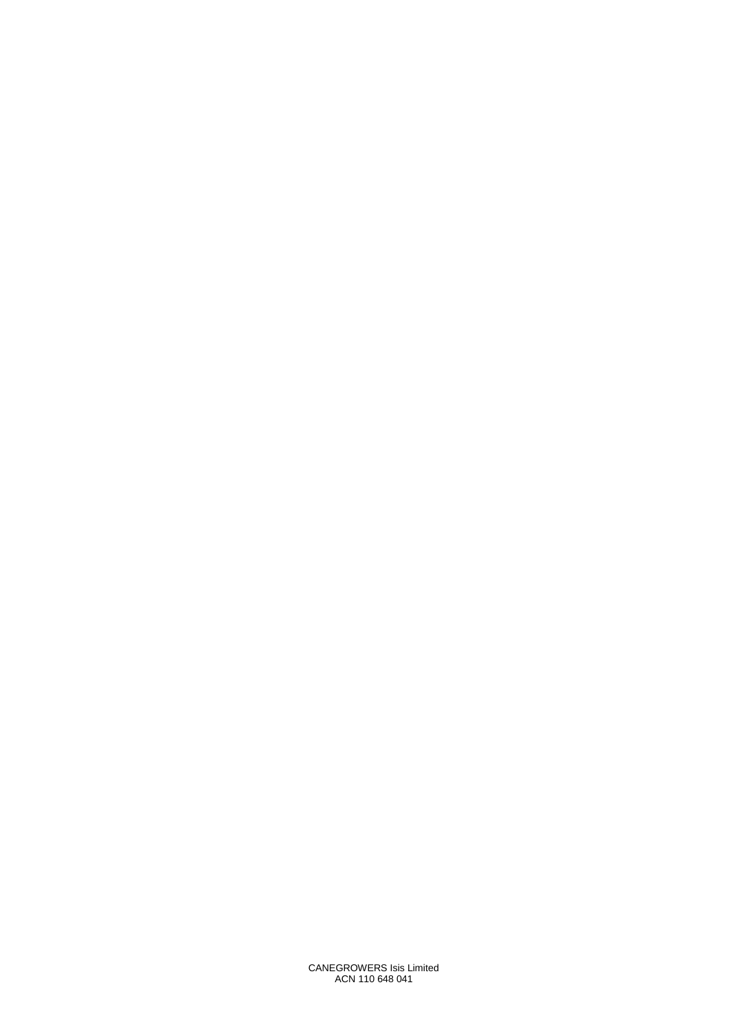CANEGROWERS Isis Limited
ACN 110 648 041